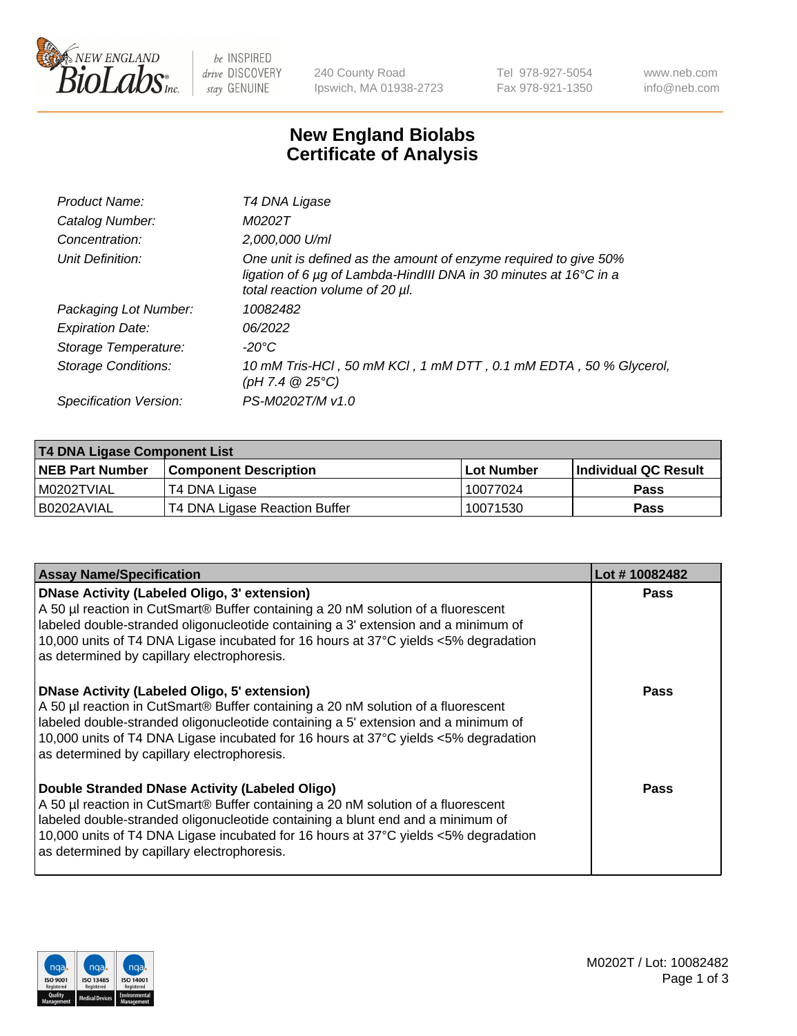# New England Biolabs Certificate of Analysis

| | |
|---|---|
| *Product Name:* | *T4 DNA Ligase* |
| *Catalog Number:* | *M0202T* |
| *Concentration:* | *2,000,000 U/ml* |
| *Unit Definition:* | *One unit is defined as the amount of enzyme required to give 50% ligation of 6 µg of Lambda-HindIII DNA in 30 minutes at 16°C in a total reaction volume of 20 µl.* |
| *Packaging Lot Number:* | *10082482* |
| *Expiration Date:* | *06/2022* |
| *Storage Temperature:* | *-20°C* |
| *Storage Conditions:* | *10 mM Tris-HCl , 50 mM KCl , 1 mM DTT , 0.1 mM EDTA , 50 % Glycerol, (pH 7.4 @ 25°C)* |
| *Specification Version:* | *PS-M0202T/M v1.0* |

| T4 DNA Ligase Component List | | | |
|---|---|---|---|
| **NEB Part Number** | **Component Description** | **Lot Number** | **Individual QC Result** |
| M0202TVIAL | T4 DNA Ligase | 10077024 | **Pass** |
| B0202AVIAL | T4 DNA Ligase Reaction Buffer | 10071530 | **Pass** |

| Assay Name/Specification | Lot # 10082482 |
|---|---|
| **DNase Activity (Labeled Oligo, 3' extension)** A 50 µl reaction in CutSmart® Buffer containing a 20 nM solution of a fluorescent labeled double-stranded oligonucleotide containing a 3' extension and a minimum of 10,000 units of T4 DNA Ligase incubated for 16 hours at 37°C yields <5% degradation as determined by capillary electrophoresis. | **Pass** |
| **DNase Activity (Labeled Oligo, 5' extension)** A 50 µl reaction in CutSmart® Buffer containing a 20 nM solution of a fluorescent labeled double-stranded oligonucleotide containing a 5' extension and a minimum of 10,000 units of T4 DNA Ligase incubated for 16 hours at 37°C yields <5% degradation as determined by capillary electrophoresis. | **Pass** |
| **Double Stranded DNase Activity (Labeled Oligo)** A 50 µl reaction in CutSmart® Buffer containing a 20 nM solution of a fluorescent labeled double-stranded oligonucleotide containing a blunt end and a minimum of 10,000 units of T4 DNA Ligase incubated for 16 hours at 37°C yields <5% degradation as determined by capillary electrophoresis. | **Pass** |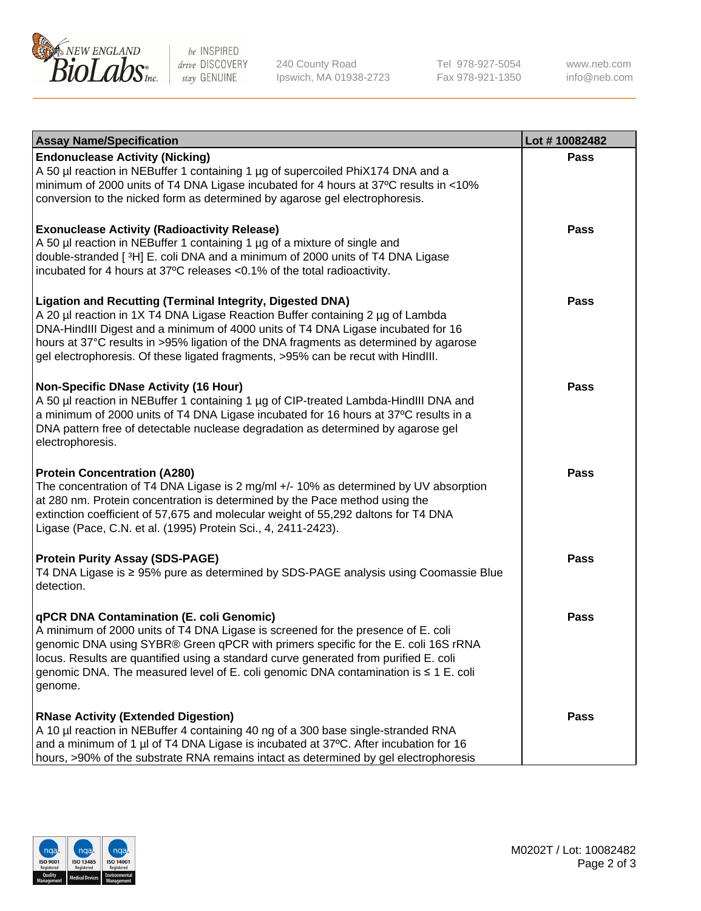| Assay Name/Specification | Lot # 10082482 |
|---|---|
| **Endonuclease Activity (Nicking)**<br>A 50 µl reaction in NEBuffer 1 containing 1 µg of supercoiled PhiX174 DNA and a minimum of 2000 units of T4 DNA Ligase incubated for 4 hours at 37ºC results in <10% conversion to the nicked form as determined by agarose gel electrophoresis. | Pass |
| **Exonuclease Activity (Radioactivity Release)**<br>A 50 µl reaction in NEBuffer 1 containing 1 µg of a mixture of single and double-stranded [ $^3$H] E. coli DNA and a minimum of 2000 units of T4 DNA Ligase incubated for 4 hours at 37ºC releases <0.1% of the total radioactivity. | Pass |
| **Ligation and Recutting (Terminal Integrity, Digested DNA)**<br>A 20 µl reaction in 1X T4 DNA Ligase Reaction Buffer containing 2 µg of Lambda DNA-HindIII Digest and a minimum of 4000 units of T4 DNA Ligase incubated for 16 hours at 37°C results in >95% ligation of the DNA fragments as determined by agarose gel electrophoresis. Of these ligated fragments, >95% can be recut with HindIII. | Pass |
| **Non-Specific DNase Activity (16 Hour)**<br>A 50 µl reaction in NEBuffer 1 containing 1 µg of CIP-treated Lambda-HindIII DNA and a minimum of 2000 units of T4 DNA Ligase incubated for 16 hours at 37ºC results in a DNA pattern free of detectable nuclease degradation as determined by agarose gel electrophoresis. | Pass |
| **Protein Concentration (A280)**<br>The concentration of T4 DNA Ligase is 2 mg/ml +/- 10% as determined by UV absorption at 280 nm. Protein concentration is determined by the Pace method using the extinction coefficient of 57,675 and molecular weight of 55,292 daltons for T4 DNA Ligase (Pace, C.N. et al. (1995) Protein Sci., 4, 2411-2423). | Pass |
| **Protein Purity Assay (SDS-PAGE)**<br>T4 DNA Ligase is ≥ 95% pure as determined by SDS-PAGE analysis using Coomassie Blue detection. | Pass |
| **qPCR DNA Contamination (E. coli Genomic)**<br>A minimum of 2000 units of T4 DNA Ligase is screened for the presence of E. coli genomic DNA using SYBR® Green qPCR with primers specific for the E. coli 16S rRNA locus. Results are quantified using a standard curve generated from purified E. coli genomic DNA. The measured level of E. coli genomic DNA contamination is ≤ 1 E. coli genome. | Pass |
| **RNase Activity (Extended Digestion)**<br>A 10 µl reaction in NEBuffer 4 containing 40 ng of a 300 base single-stranded RNA and a minimum of 1 µl of T4 DNA Ligase is incubated at 37ºC. After incubation for 16 hours, >90% of the substrate RNA remains intact as determined by gel electrophoresis | Pass |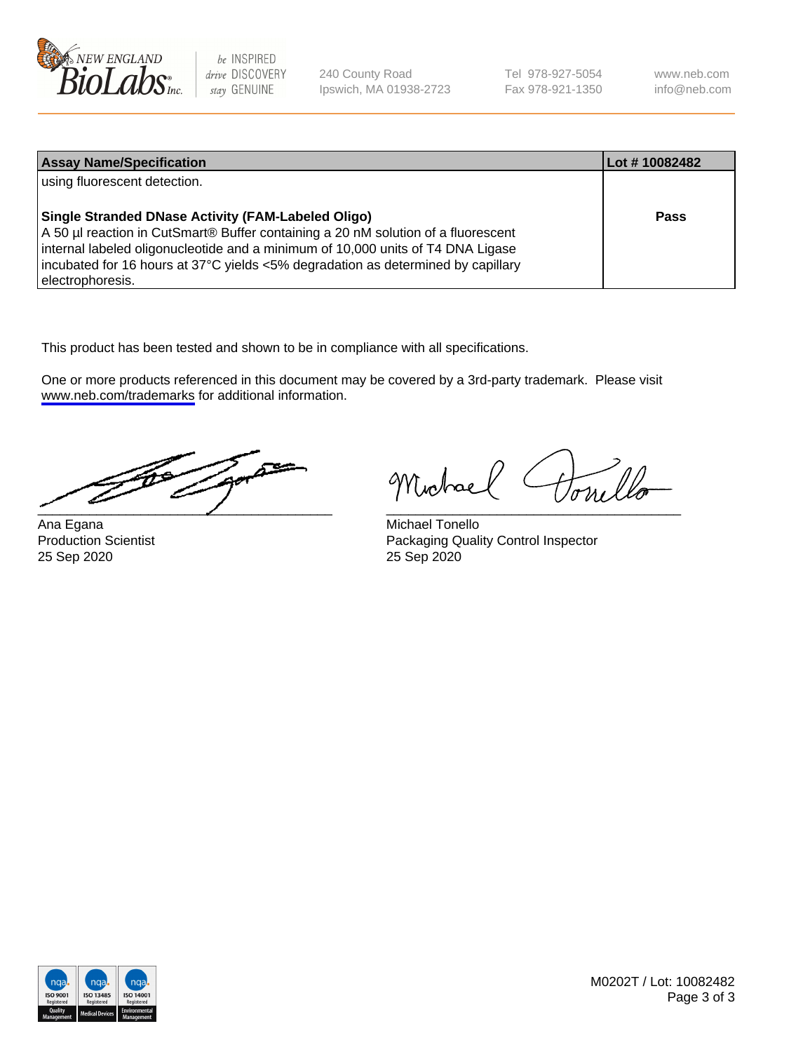| Assay Name/Specification | Lot # 10082482 |
|---|---|
| using fluorescent detection. | |
| **Single Stranded DNase Activity (FAM-Labeled Oligo)**<br>A 50 µl reaction in CutSmart® Buffer containing a 20 nM solution of a fluorescent internal labeled oligonucleotide and a minimum of 10,000 units of T4 DNA Ligase incubated for 16 hours at 37°C yields <5% degradation as determined by capillary electrophoresis. | **Pass** |

This product has been tested and shown to be in compliance with all specifications.

One or more products referenced in this document may be covered by a 3rd-party trademark. Please visit www.neb.com/trademarks for additional information.

Ana Egana
Production Scientist
25 Sep 2020

Michael Tonello
Packaging Quality Control Inspector
25 Sep 2020

M0202T / Lot: 10082482